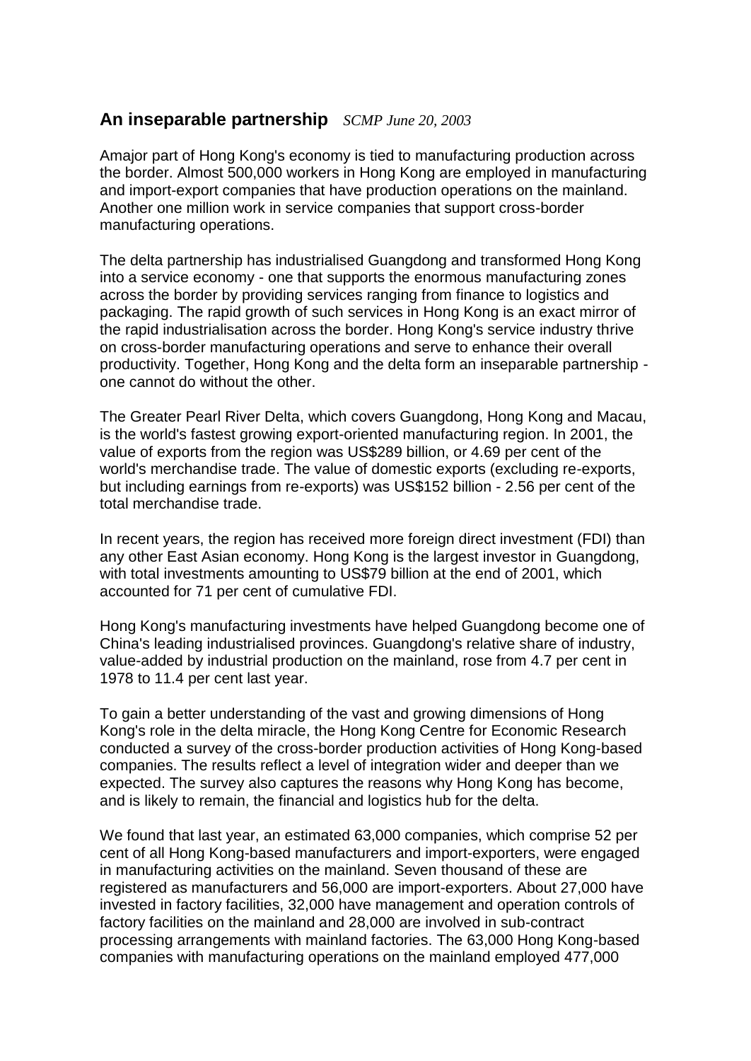## An inseparable partnership *SCMP June 20, 2003*

Amajor part of Hong Kong's economy is tied to manufacturing production across the border. Almost 500,000 workers in Hong Kong are employed in manufacturing and import-export companies that have production operations on the mainland. Another one million work in service companies that support cross-border manufacturing operations.

The delta partnership has industrialised Guangdong and transformed Hong Kong into a service economy - one that supports the enormous manufacturing zones across the border by providing services ranging from finance to logistics and packaging. The rapid growth of such services in Hong Kong is an exact mirror of the rapid industrialisation across the border. Hong Kong's service industry thrive on cross-border manufacturing operations and serve to enhance their overall productivity. Together, Hong Kong and the delta form an inseparable partnership - one cannot do without the other.

The Greater Pearl River Delta, which covers Guangdong, Hong Kong and Macau, is the world's fastest growing export-oriented manufacturing region. In 2001, the value of exports from the region was US$289 billion, or 4.69 per cent of the world's merchandise trade. The value of domestic exports (excluding re-exports, but including earnings from re-exports) was US$152 billion - 2.56 per cent of the total merchandise trade.

In recent years, the region has received more foreign direct investment (FDI) than any other East Asian economy. Hong Kong is the largest investor in Guangdong, with total investments amounting to US$79 billion at the end of 2001, which accounted for 71 per cent of cumulative FDI.

Hong Kong's manufacturing investments have helped Guangdong become one of China's leading industrialised provinces. Guangdong's relative share of industry, value-added by industrial production on the mainland, rose from 4.7 per cent in 1978 to 11.4 per cent last year.

To gain a better understanding of the vast and growing dimensions of Hong Kong's role in the delta miracle, the Hong Kong Centre for Economic Research conducted a survey of the cross-border production activities of Hong Kong-based companies. The results reflect a level of integration wider and deeper than we expected. The survey also captures the reasons why Hong Kong has become, and is likely to remain, the financial and logistics hub for the delta.

We found that last year, an estimated 63,000 companies, which comprise 52 per cent of all Hong Kong-based manufacturers and import-exporters, were engaged in manufacturing activities on the mainland. Seven thousand of these are registered as manufacturers and 56,000 are import-exporters. About 27,000 have invested in factory facilities, 32,000 have management and operation controls of factory facilities on the mainland and 28,000 are involved in sub-contract processing arrangements with mainland factories. The 63,000 Hong Kong-based companies with manufacturing operations on the mainland employed 477,000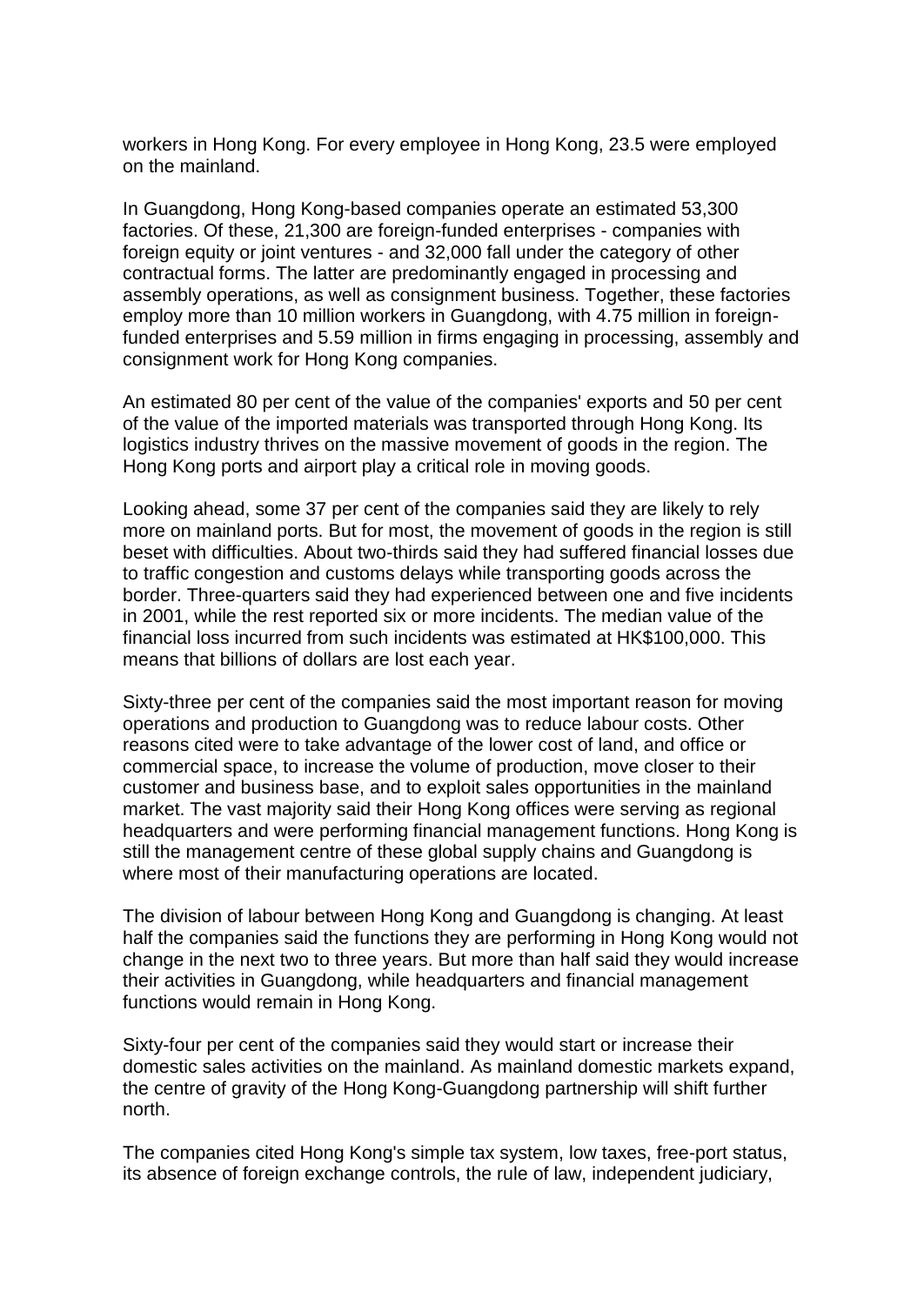workers in Hong Kong. For every employee in Hong Kong, 23.5 were employed on the mainland.

In Guangdong, Hong Kong-based companies operate an estimated 53,300 factories. Of these, 21,300 are foreign-funded enterprises - companies with foreign equity or joint ventures - and 32,000 fall under the category of other contractual forms. The latter are predominantly engaged in processing and assembly operations, as well as consignment business. Together, these factories employ more than 10 million workers in Guangdong, with 4.75 million in foreign-funded enterprises and 5.59 million in firms engaging in processing, assembly and consignment work for Hong Kong companies.

An estimated 80 per cent of the value of the companies' exports and 50 per cent of the value of the imported materials was transported through Hong Kong. Its logistics industry thrives on the massive movement of goods in the region. The Hong Kong ports and airport play a critical role in moving goods.

Looking ahead, some 37 per cent of the companies said they are likely to rely more on mainland ports. But for most, the movement of goods in the region is still beset with difficulties. About two-thirds said they had suffered financial losses due to traffic congestion and customs delays while transporting goods across the border. Three-quarters said they had experienced between one and five incidents in 2001, while the rest reported six or more incidents. The median value of the financial loss incurred from such incidents was estimated at HK$100,000. This means that billions of dollars are lost each year.

Sixty-three per cent of the companies said the most important reason for moving operations and production to Guangdong was to reduce labour costs. Other reasons cited were to take advantage of the lower cost of land, and office or commercial space, to increase the volume of production, move closer to their customer and business base, and to exploit sales opportunities in the mainland market. The vast majority said their Hong Kong offices were serving as regional headquarters and were performing financial management functions. Hong Kong is still the management centre of these global supply chains and Guangdong is where most of their manufacturing operations are located.

The division of labour between Hong Kong and Guangdong is changing. At least half the companies said the functions they are performing in Hong Kong would not change in the next two to three years. But more than half said they would increase their activities in Guangdong, while headquarters and financial management functions would remain in Hong Kong.

Sixty-four per cent of the companies said they would start or increase their domestic sales activities on the mainland. As mainland domestic markets expand, the centre of gravity of the Hong Kong-Guangdong partnership will shift further north.

The companies cited Hong Kong's simple tax system, low taxes, free-port status, its absence of foreign exchange controls, the rule of law, independent judiciary,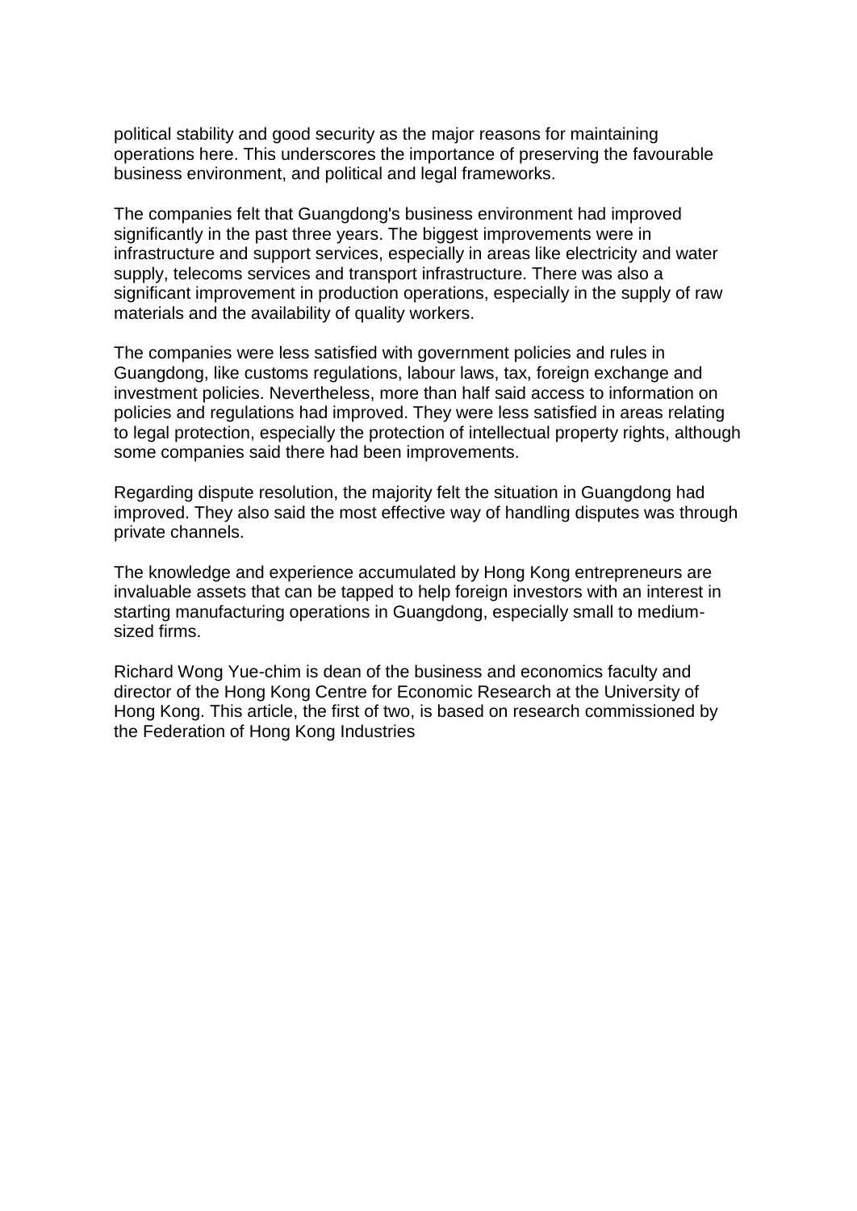political stability and good security as the major reasons for maintaining operations here. This underscores the importance of preserving the favourable business environment, and political and legal frameworks.

The companies felt that Guangdong's business environment had improved significantly in the past three years. The biggest improvements were in infrastructure and support services, especially in areas like electricity and water supply, telecoms services and transport infrastructure. There was also a significant improvement in production operations, especially in the supply of raw materials and the availability of quality workers.

The companies were less satisfied with government policies and rules in Guangdong, like customs regulations, labour laws, tax, foreign exchange and investment policies. Nevertheless, more than half said access to information on policies and regulations had improved. They were less satisfied in areas relating to legal protection, especially the protection of intellectual property rights, although some companies said there had been improvements.

Regarding dispute resolution, the majority felt the situation in Guangdong had improved. They also said the most effective way of handling disputes was through private channels.

The knowledge and experience accumulated by Hong Kong entrepreneurs are invaluable assets that can be tapped to help foreign investors with an interest in starting manufacturing operations in Guangdong, especially small to medium-sized firms.

Richard Wong Yue-chim is dean of the business and economics faculty and director of the Hong Kong Centre for Economic Research at the University of Hong Kong. This article, the first of two, is based on research commissioned by the Federation of Hong Kong Industries